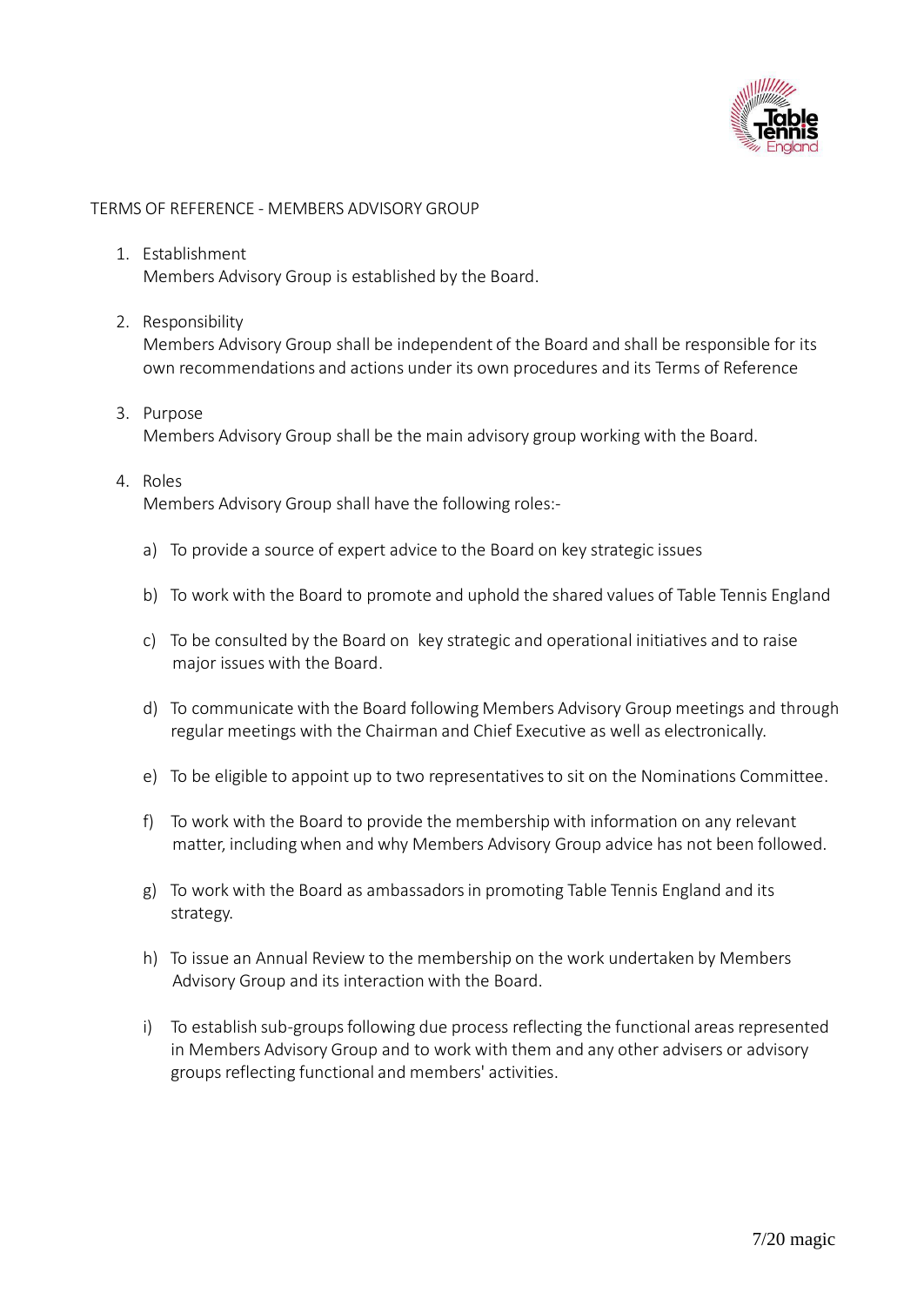# TERMS OF REFERENCE - MEMBERS ADVISORY GROUP

1. Establishment
   Members Advisory Group is established by the Board.

2. Responsibility
   Members Advisory Group shall be independent of the Board and shall be responsible for its own recommendations and actions under its own procedures and its Terms of Reference

3. Purpose
   Members Advisory Group shall be the main advisory group working with the Board.

4. Roles
   Members Advisory Group shall have the following roles:-

   a) To provide a source of expert advice to the Board on key strategic issues

   b) To work with the Board to promote and uphold the shared values of Table Tennis England

   c) To be consulted by the Board on key strategic and operational initiatives and to raise major issues with the Board.

   d) To communicate with the Board following Members Advisory Group meetings and through regular meetings with the Chairman and Chief Executive as well as electronically.

   e) To be eligible to appoint up to two representatives to sit on the Nominations Committee.

   f) To work with the Board to provide the membership with information on any relevant matter, including when and why Members Advisory Group advice has not been followed.

   g) To work with the Board as ambassadors in promoting Table Tennis England and its strategy.

   h) To issue an Annual Review to the membership on the work undertaken by Members Advisory Group and its interaction with the Board.

   i) To establish sub-groups following due process reflecting the functional areas represented in Members Advisory Group and to work with them and any other advisers or advisory groups reflecting functional and members' activities.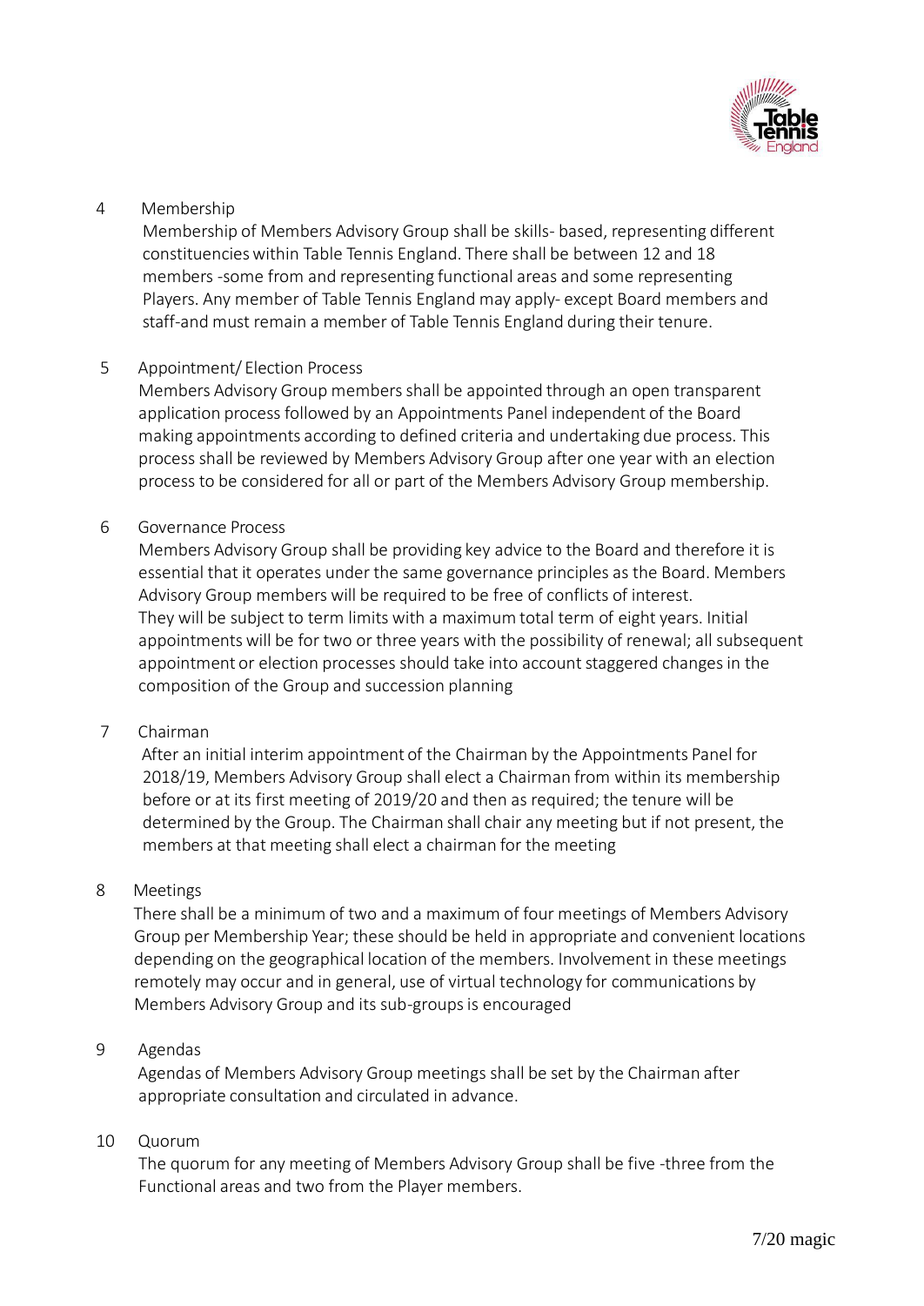## 4 Membership

Membership of Members Advisory Group shall be skills- based, representing different constituencies within Table Tennis England. There shall be between 12 and 18 members -some from and representing functional areas and some representing Players. Any member of Table Tennis England may apply- except Board members and staff-and must remain a member of Table Tennis England during their tenure.

## 5 Appointment/ Election Process

Members Advisory Group members shall be appointed through an open transparent application process followed by an Appointments Panel independent of the Board making appointments according to defined criteria and undertaking due process. This process shall be reviewed by Members Advisory Group after one year with an election process to be considered for all or part of the Members Advisory Group membership.

## 6 Governance Process

Members Advisory Group shall be providing key advice to the Board and therefore it is essential that it operates under the same governance principles as the Board. Members Advisory Group members will be required to be free of conflicts of interest. They will be subject to term limits with a maximum total term of eight years. Initial appointments will be for two or three years with the possibility of renewal; all subsequent appointment or election processes should take into account staggered changes in the composition of the Group and succession planning

## 7 Chairman

After an initial interim appointment of the Chairman by the Appointments Panel for 2018/19, Members Advisory Group shall elect a Chairman from within its membership before or at its first meeting of 2019/20 and then as required; the tenure will be determined by the Group. The Chairman shall chair any meeting but if not present, the members at that meeting shall elect a chairman for the meeting

## 8 Meetings

There shall be a minimum of two and a maximum of four meetings of Members Advisory Group per Membership Year; these should be held in appropriate and convenient locations depending on the geographical location of the members. Involvement in these meetings remotely may occur and in general, use of virtual technology for communications by Members Advisory Group and its sub-groups is encouraged

## 9 Agendas

Agendas of Members Advisory Group meetings shall be set by the Chairman after appropriate consultation and circulated in advance.

## 10 Quorum

The quorum for any meeting of Members Advisory Group shall be five -three from the Functional areas and two from the Player members.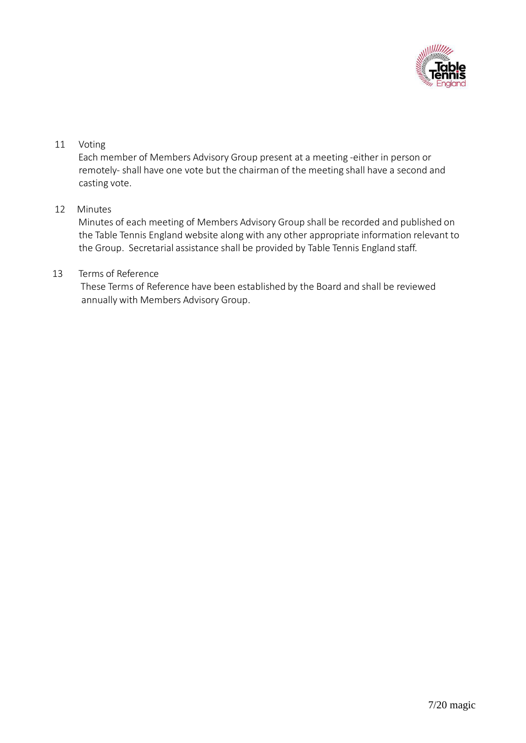11 Voting

Each member of Members Advisory Group present at a meeting -either in person or remotely- shall have one vote but the chairman of the meeting shall have a second and casting vote.

12 Minutes

Minutes of each meeting of Members Advisory Group shall be recorded and published on the Table Tennis England website along with any other appropriate information relevant to the Group. Secretarial assistance shall be provided by Table Tennis England staff.

13 Terms of Reference

These Terms of Reference have been established by the Board and shall be reviewed annually with Members Advisory Group.

7/20 magic